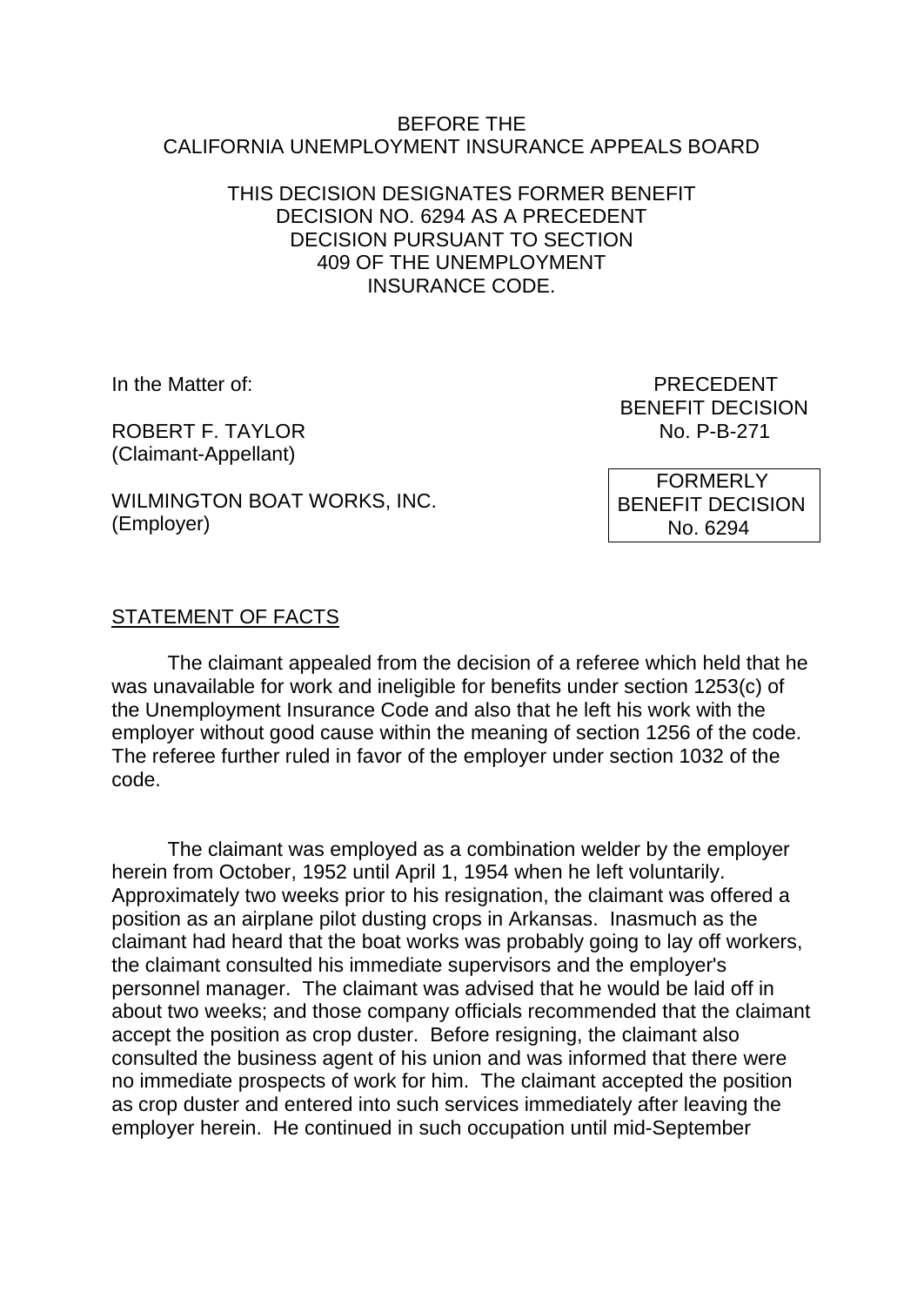BEFORE THE
CALIFORNIA UNEMPLOYMENT INSURANCE APPEALS BOARD

THIS DECISION DESIGNATES FORMER BENEFIT DECISION NO. 6294 AS A PRECEDENT DECISION PURSUANT TO SECTION 409 OF THE UNEMPLOYMENT INSURANCE CODE.

In the Matter of:

ROBERT F. TAYLOR
(Claimant-Appellant)

WILMINGTON BOAT WORKS, INC.
(Employer)

PRECEDENT
BENEFIT DECISION
No. P-B-271

FORMERLY
BENEFIT DECISION
No. 6294

## STATEMENT OF FACTS

The claimant appealed from the decision of a referee which held that he was unavailable for work and ineligible for benefits under section 1253(c) of the Unemployment Insurance Code and also that he left his work with the employer without good cause within the meaning of section 1256 of the code. The referee further ruled in favor of the employer under section 1032 of the code.

The claimant was employed as a combination welder by the employer herein from October, 1952 until April 1, 1954 when he left voluntarily. Approximately two weeks prior to his resignation, the claimant was offered a position as an airplane pilot dusting crops in Arkansas. Inasmuch as the claimant had heard that the boat works was probably going to lay off workers, the claimant consulted his immediate supervisors and the employer's personnel manager. The claimant was advised that he would be laid off in about two weeks; and those company officials recommended that the claimant accept the position as crop duster. Before resigning, the claimant also consulted the business agent of his union and was informed that there were no immediate prospects of work for him. The claimant accepted the position as crop duster and entered into such services immediately after leaving the employer herein. He continued in such occupation until mid-September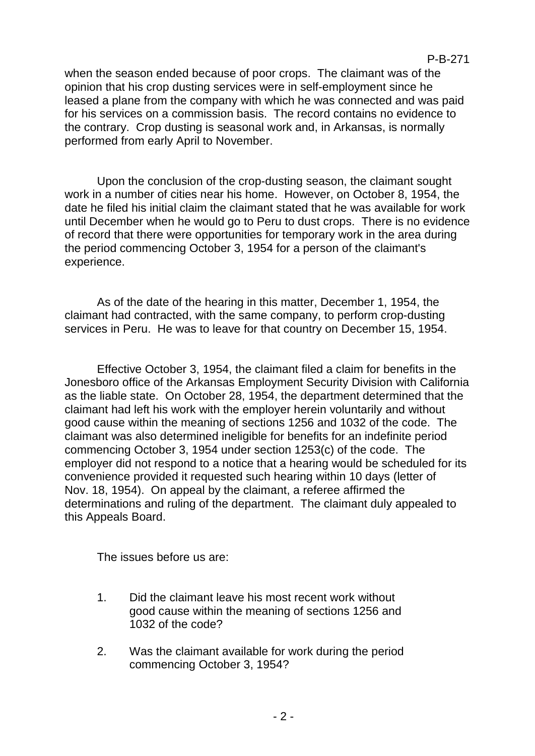when the season ended because of poor crops. The claimant was of the opinion that his crop dusting services were in self-employment since he leased a plane from the company with which he was connected and was paid for his services on a commission basis. The record contains no evidence to the contrary. Crop dusting is seasonal work and, in Arkansas, is normally performed from early April to November.

Upon the conclusion of the crop-dusting season, the claimant sought work in a number of cities near his home. However, on October 8, 1954, the date he filed his initial claim the claimant stated that he was available for work until December when he would go to Peru to dust crops. There is no evidence of record that there were opportunities for temporary work in the area during the period commencing October 3, 1954 for a person of the claimant's experience.

As of the date of the hearing in this matter, December 1, 1954, the claimant had contracted, with the same company, to perform crop-dusting services in Peru. He was to leave for that country on December 15, 1954.

Effective October 3, 1954, the claimant filed a claim for benefits in the Jonesboro office of the Arkansas Employment Security Division with California as the liable state. On October 28, 1954, the department determined that the claimant had left his work with the employer herein voluntarily and without good cause within the meaning of sections 1256 and 1032 of the code. The claimant was also determined ineligible for benefits for an indefinite period commencing October 3, 1954 under section 1253(c) of the code. The employer did not respond to a notice that a hearing would be scheduled for its convenience provided it requested such hearing within 10 days (letter of Nov. 18, 1954). On appeal by the claimant, a referee affirmed the determinations and ruling of the department. The claimant duly appealed to this Appeals Board.

The issues before us are:

1. Did the claimant leave his most recent work without good cause within the meaning of sections 1256 and 1032 of the code?

2. Was the claimant available for work during the period commencing October 3, 1954?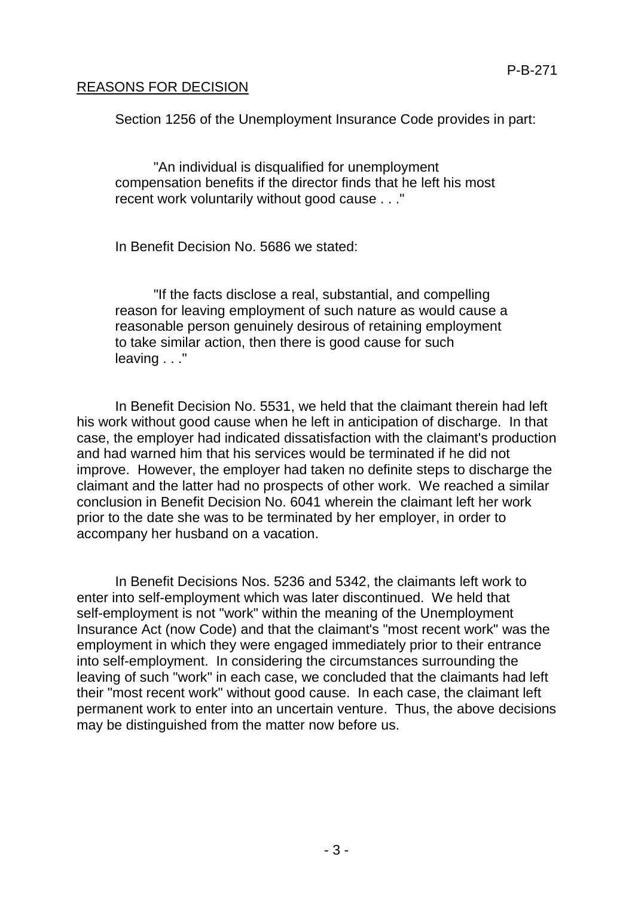## REASONS FOR DECISION

Section 1256 of the Unemployment Insurance Code provides in part:

> "An individual is disqualified for unemployment compensation benefits if the director finds that he left his most recent work voluntarily without good cause . . ."

In Benefit Decision No. 5686 we stated:

> "If the facts disclose a real, substantial, and compelling reason for leaving employment of such nature as would cause a reasonable person genuinely desirous of retaining employment to take similar action, then there is good cause for such leaving . . ."

In Benefit Decision No. 5531, we held that the claimant therein had left his work without good cause when he left in anticipation of discharge. In that case, the employer had indicated dissatisfaction with the claimant's production and had warned him that his services would be terminated if he did not improve. However, the employer had taken no definite steps to discharge the claimant and the latter had no prospects of other work. We reached a similar conclusion in Benefit Decision No. 6041 wherein the claimant left her work prior to the date she was to be terminated by her employer, in order to accompany her husband on a vacation.

In Benefit Decisions Nos. 5236 and 5342, the claimants left work to enter into self-employment which was later discontinued. We held that self-employment is not "work" within the meaning of the Unemployment Insurance Act (now Code) and that the claimant's "most recent work" was the employment in which they were engaged immediately prior to their entrance into self-employment. In considering the circumstances surrounding the leaving of such "work" in each case, we concluded that the claimants had left their "most recent work" without good cause. In each case, the claimant left permanent work to enter into an uncertain venture. Thus, the above decisions may be distinguished from the matter now before us.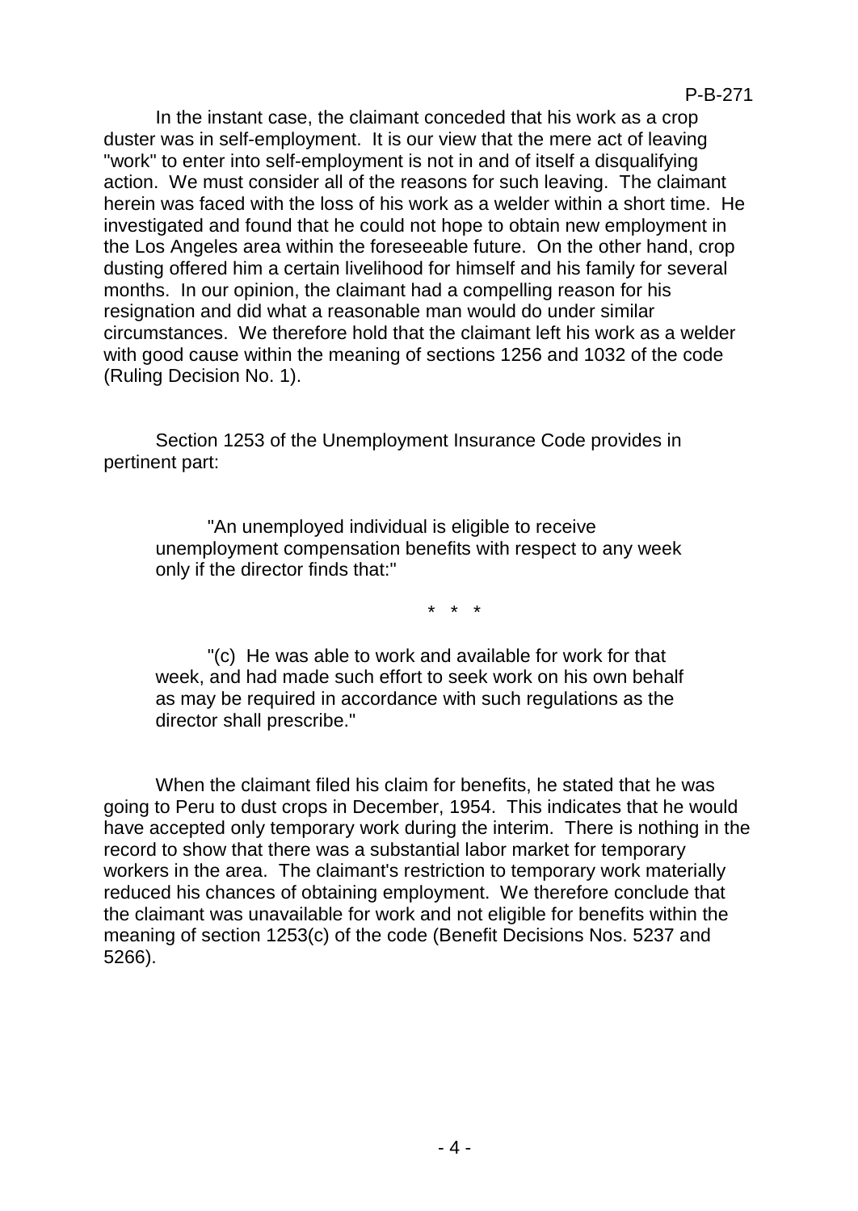In the instant case, the claimant conceded that his work as a crop duster was in self-employment. It is our view that the mere act of leaving "work" to enter into self-employment is not in and of itself a disqualifying action. We must consider all of the reasons for such leaving. The claimant herein was faced with the loss of his work as a welder within a short time. He investigated and found that he could not hope to obtain new employment in the Los Angeles area within the foreseeable future. On the other hand, crop dusting offered him a certain livelihood for himself and his family for several months. In our opinion, the claimant had a compelling reason for his resignation and did what a reasonable man would do under similar circumstances. We therefore hold that the claimant left his work as a welder with good cause within the meaning of sections 1256 and 1032 of the code (Ruling Decision No. 1).

Section 1253 of the Unemployment Insurance Code provides in pertinent part:

> "An unemployed individual is eligible to receive unemployment compensation benefits with respect to any week only if the director finds that:"
>
> \* \* \*
>
> "(c) He was able to work and available for work for that week, and had made such effort to seek work on his own behalf as may be required in accordance with such regulations as the director shall prescribe."

When the claimant filed his claim for benefits, he stated that he was going to Peru to dust crops in December, 1954. This indicates that he would have accepted only temporary work during the interim. There is nothing in the record to show that there was a substantial labor market for temporary workers in the area. The claimant's restriction to temporary work materially reduced his chances of obtaining employment. We therefore conclude that the claimant was unavailable for work and not eligible for benefits within the meaning of section 1253(c) of the code (Benefit Decisions Nos. 5237 and 5266).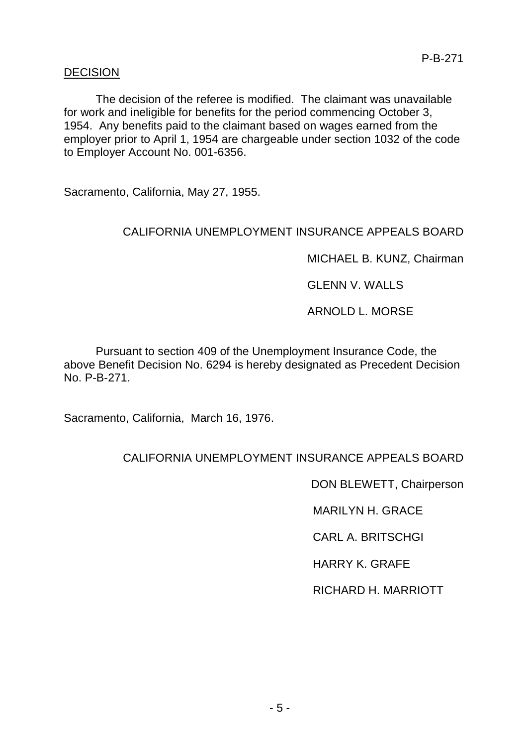## DECISION

The decision of the referee is modified. The claimant was unavailable for work and ineligible for benefits for the period commencing October 3, 1954. Any benefits paid to the claimant based on wages earned from the employer prior to April 1, 1954 are chargeable under section 1032 of the code to Employer Account No. 001-6356.

Sacramento, California, May 27, 1955.

CALIFORNIA UNEMPLOYMENT INSURANCE APPEALS BOARD

MICHAEL B. KUNZ, Chairman

GLENN V. WALLS

ARNOLD L. MORSE

Pursuant to section 409 of the Unemployment Insurance Code, the above Benefit Decision No. 6294 is hereby designated as Precedent Decision No. P-B-271.

Sacramento, California, March 16, 1976.

CALIFORNIA UNEMPLOYMENT INSURANCE APPEALS BOARD

DON BLEWETT, Chairperson

MARILYN H. GRACE

CARL A. BRITSCHGI

HARRY K. GRAFE

RICHARD H. MARRIOTT